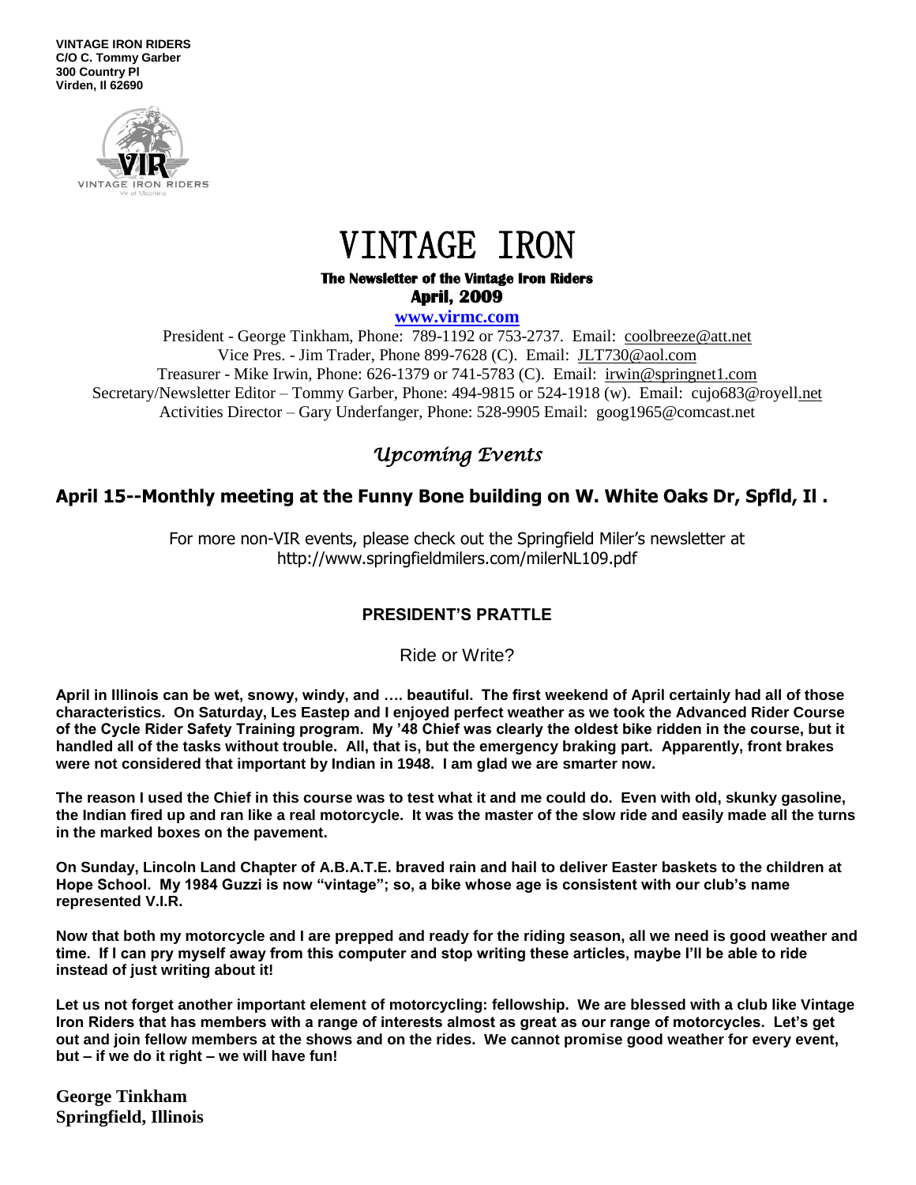**VINTAGE IRON RIDERS**
**C/O C. Tommy Garber**
**300 Country Pl**
**Virden, Il 62690**

# VINTAGE IRON

**The Newsletter of the Vintage Iron Riders**
**April, 2009**

**www.virmc.com**

President - George Tinkham, Phone: 789-1192 or 753-2737. Email: coolbreeze@att.net
Vice Pres. - Jim Trader, Phone 899-7628 (C). Email: JLT730@aol.com
Treasurer - Mike Irwin, Phone: 626-1379 or 741-5783 (C). Email: irwin@springnet1.com
Secretary/Newsletter Editor – Tommy Garber, Phone: 494-9815 or 524-1918 (w). Email: cujo683@royell.net
Activities Director – Gary Underfanger, Phone: 528-9905 Email: goog1965@comcast.net

## *Upcoming Events*

### April 15--Monthly meeting at the Funny Bone building on W. White Oaks Dr, Spfld, Il .

For more non-VIR events, please check out the Springfield Miler's newsletter at http://www.springfieldmilers.com/milerNL109.pdf

### PRESIDENT'S PRATTLE

Ride or Write?

**April in Illinois can be wet, snowy, windy, and …. beautiful. The first weekend of April certainly had all of those characteristics. On Saturday, Les Eastep and I enjoyed perfect weather as we took the Advanced Rider Course of the Cycle Rider Safety Training program. My '48 Chief was clearly the oldest bike ridden in the course, but it handled all of the tasks without trouble. All, that is, but the emergency braking part. Apparently, front brakes were not considered that important by Indian in 1948. I am glad we are smarter now.**

**The reason I used the Chief in this course was to test what it and me could do. Even with old, skunky gasoline, the Indian fired up and ran like a real motorcycle. It was the master of the slow ride and easily made all the turns in the marked boxes on the pavement.**

**On Sunday, Lincoln Land Chapter of A.B.A.T.E. braved rain and hail to deliver Easter baskets to the children at Hope School. My 1984 Guzzi is now "vintage"; so, a bike whose age is consistent with our club's name represented V.I.R.**

**Now that both my motorcycle and I are prepped and ready for the riding season, all we need is good weather and time. If I can pry myself away from this computer and stop writing these articles, maybe I'll be able to ride instead of just writing about it!**

**Let us not forget another important element of motorcycling: fellowship. We are blessed with a club like Vintage Iron Riders that has members with a range of interests almost as great as our range of motorcycles. Let's get out and join fellow members at the shows and on the rides. We cannot promise good weather for every event, but – if we do it right – we will have fun!**

**George Tinkham**
**Springfield, Illinois**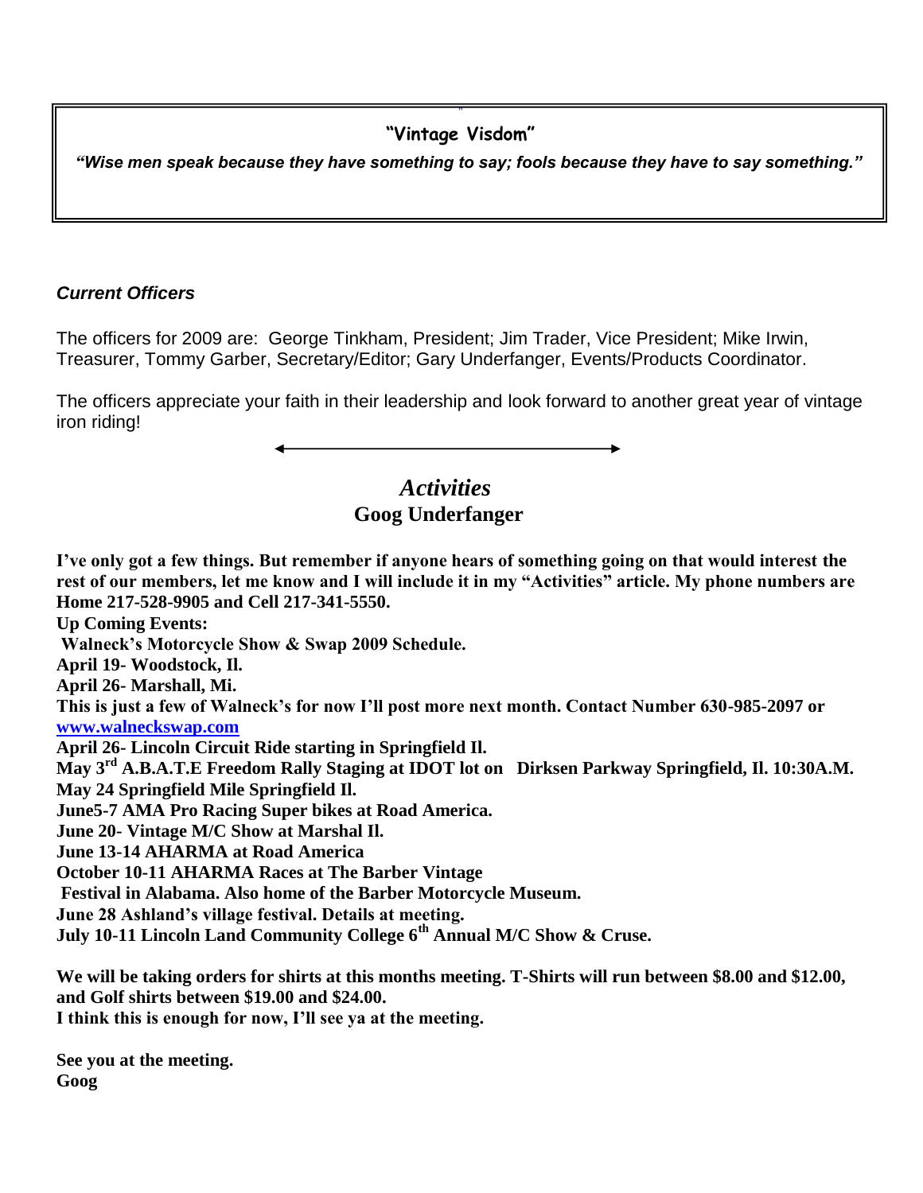**"Vintage Visdom"**

***"Wise men speak because they have something to say; fools because they have to say something."***

***Current Officers***

The officers for 2009 are: George Tinkham, President; Jim Trader, Vice President; Mike Irwin, Treasurer, Tommy Garber, Secretary/Editor; Gary Underfanger, Events/Products Coordinator.

The officers appreciate your faith in their leadership and look forward to another great year of vintage iron riding!

## *Activities*

### Goog Underfanger

**I've only got a few things. But remember if anyone hears of something going on that would interest the rest of our members, let me know and I will include it in my "Activities" article. My phone numbers are Home 217-528-9905 and Cell 217-341-5550.**

**Up Coming Events:**

**Walneck's Motorcycle Show & Swap 2009 Schedule.**

**April 19- Woodstock, Il.**

**April 26- Marshall, Mi.**

**This is just a few of Walneck's for now I'll post more next month. Contact Number 630-985-2097 or [www.walneckswap.com](http://www.walneckswap.com)**

**April 26- Lincoln Circuit Ride starting in Springfield Il.**

**May 3rd A.B.A.T.E Freedom Rally Staging at IDOT lot on Dirksen Parkway Springfield, Il. 10:30A.M.**

**May 24 Springfield Mile Springfield Il.**

**June5-7 AMA Pro Racing Super bikes at Road America.**

**June 20- Vintage M/C Show at Marshal Il.**

**June 13-14 AHARMA at Road America**

**October 10-11 AHARMA Races at The Barber Vintage Festival in Alabama. Also home of the Barber Motorcycle Museum.**

**June 28 Ashland's village festival. Details at meeting.**

**July 10-11 Lincoln Land Community College 6th Annual M/C Show & Cruse.**

**We will be taking orders for shirts at this months meeting. T-Shirts will run between $8.00 and $12.00, and Golf shirts between $19.00 and $24.00.**

**I think this is enough for now, I'll see ya at the meeting.**

**See you at the meeting.**
**Goog**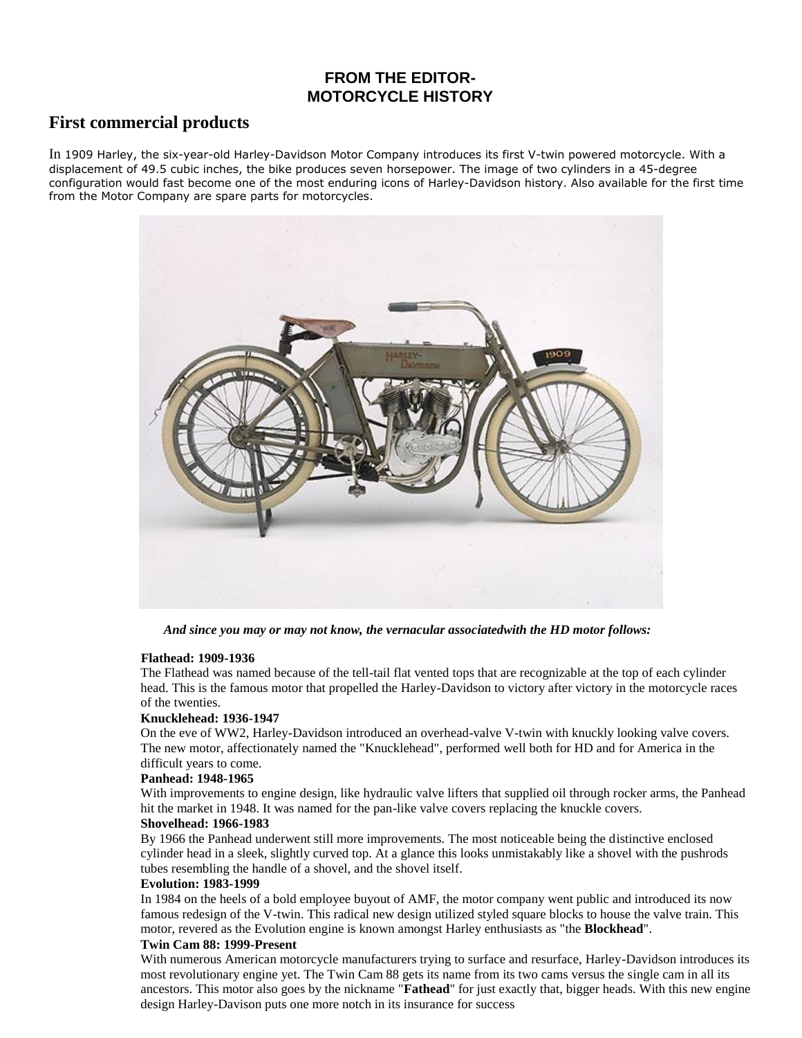**FROM THE EDITOR-**
**MOTORCYCLE HISTORY**

## First commercial products

In 1909 Harley, the six-year-old Harley-Davidson Motor Company introduces its first V-twin powered motorcycle. With a displacement of 49.5 cubic inches, the bike produces seven horsepower. The image of two cylinders in a 45-degree configuration would fast become one of the most enduring icons of Harley-Davidson history. Also available for the first time from the Motor Company are spare parts for motorcycles.

***And since you may or may not know, the vernacular associatedwith the HD motor follows:***

**Flathead: 1909-1936**

The Flathead was named because of the tell-tail flat vented tops that are recognizable at the top of each cylinder head. This is the famous motor that propelled the Harley-Davidson to victory after victory in the motorcycle races of the twenties.

**Knucklehead: 1936-1947**

On the eve of WW2, Harley-Davidson introduced an overhead-valve V-twin with knuckly looking valve covers. The new motor, affectionately named the "Knucklehead", performed well both for HD and for America in the difficult years to come.

**Panhead: 1948-1965**

With improvements to engine design, like hydraulic valve lifters that supplied oil through rocker arms, the Panhead hit the market in 1948. It was named for the pan-like valve covers replacing the knuckle covers.

**Shovelhead: 1966-1983**

By 1966 the Panhead underwent still more improvements. The most noticeable being the distinctive enclosed cylinder head in a sleek, slightly curved top. At a glance this looks unmistakably like a shovel with the pushrods tubes resembling the handle of a shovel, and the shovel itself.

**Evolution: 1983-1999**

In 1984 on the heels of a bold employee buyout of AMF, the motor company went public and introduced its now famous redesign of the V-twin. This radical new design utilized styled square blocks to house the valve train. This motor, revered as the Evolution engine is known amongst Harley enthusiasts as "the **Blockhead**".

**Twin Cam 88: 1999-Present**

With numerous American motorcycle manufacturers trying to surface and resurface, Harley-Davidson introduces its most revolutionary engine yet. The Twin Cam 88 gets its name from its two cams versus the single cam in all its ancestors. This motor also goes by the nickname "**Fathead**" for just exactly that, bigger heads. With this new engine design Harley-Davison puts one more notch in its insurance for success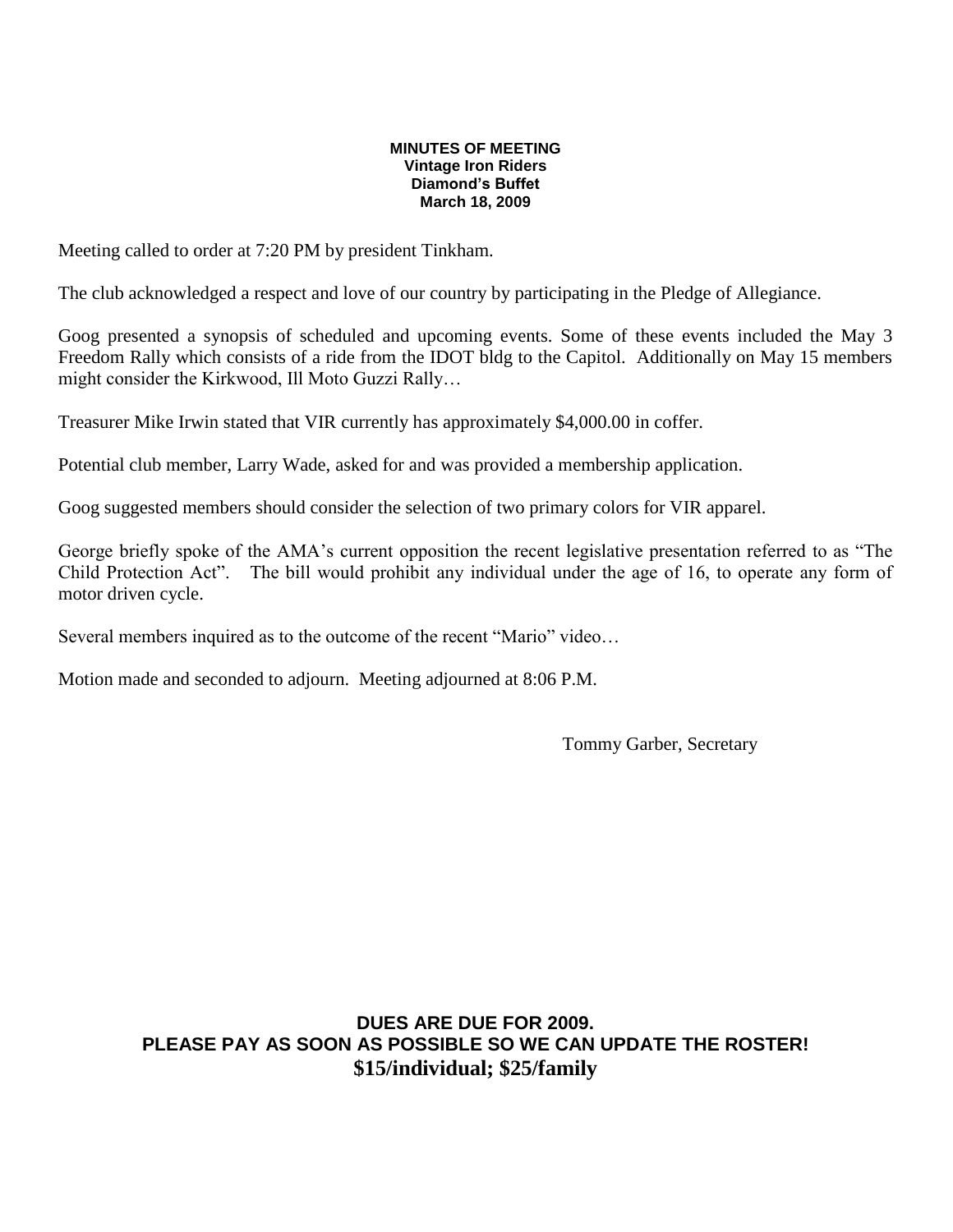**MINUTES OF MEETING**
**Vintage Iron Riders**
**Diamond's Buffet**
**March 18, 2009**

Meeting called to order at 7:20 PM by president Tinkham.

The club acknowledged a respect and love of our country by participating in the Pledge of Allegiance.

Goog presented a synopsis of scheduled and upcoming events. Some of these events included the May 3 Freedom Rally which consists of a ride from the IDOT bldg to the Capitol. Additionally on May 15 members might consider the Kirkwood, Ill Moto Guzzi Rally…

Treasurer Mike Irwin stated that VIR currently has approximately $4,000.00 in coffer.

Potential club member, Larry Wade, asked for and was provided a membership application.

Goog suggested members should consider the selection of two primary colors for VIR apparel.

George briefly spoke of the AMA's current opposition the recent legislative presentation referred to as "The Child Protection Act". The bill would prohibit any individual under the age of 16, to operate any form of motor driven cycle.

Several members inquired as to the outcome of the recent "Mario" video…

Motion made and seconded to adjourn. Meeting adjourned at 8:06 P.M.

Tommy Garber, Secretary

**DUES ARE DUE FOR 2009.**
**PLEASE PAY AS SOON AS POSSIBLE SO WE CAN UPDATE THE ROSTER!**
**$15/individual; $25/family**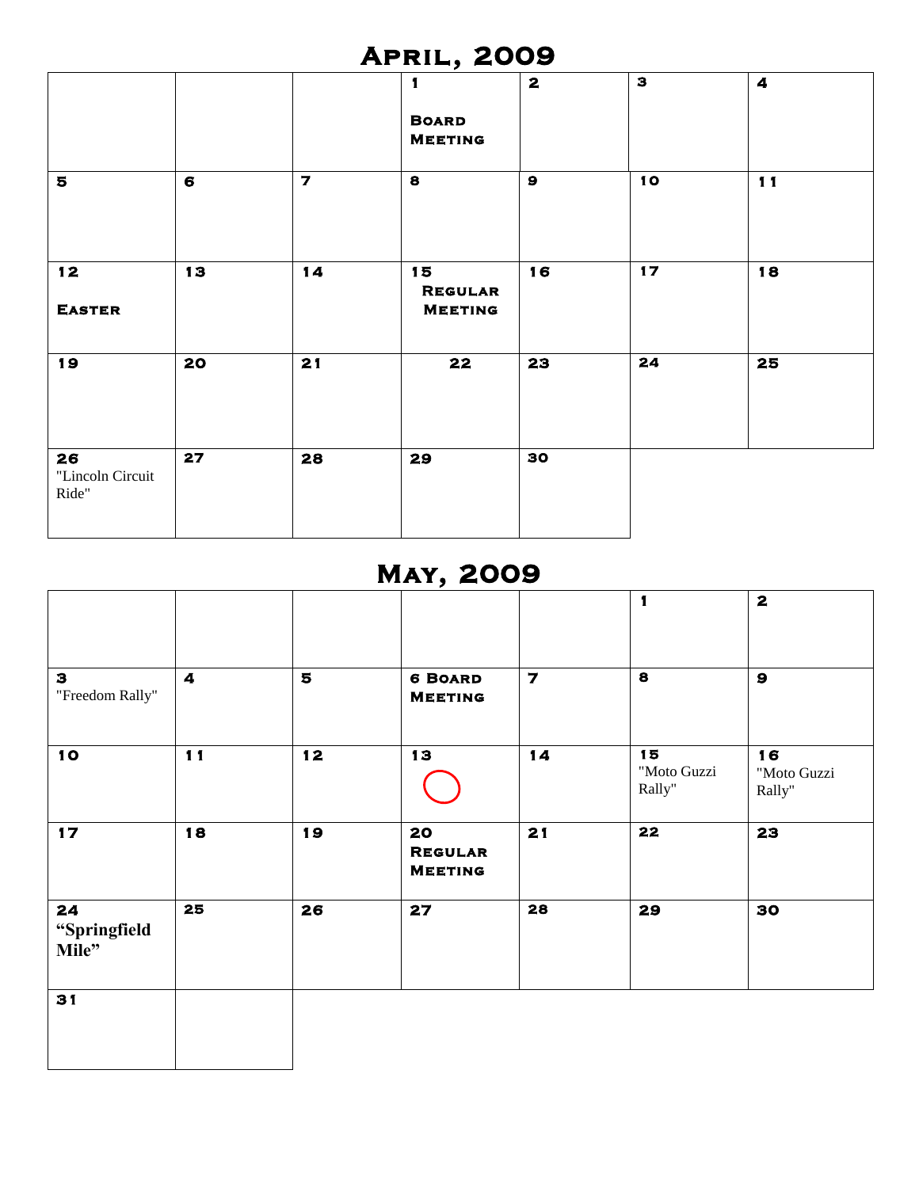# April, 2009

| | | | | | | |
|---|---|---|---|---|---|---|
| | | | 1 Board Meeting | 2 | 3 | 4 |
| 5 | 6 | 7 | 8 | 9 | 10 | 11 |
| 12 Easter | 13 | 14 | 15 Regular Meeting | 16 | 17 | 18 |
| 19 | 20 | 21 | 22 | 23 | 24 | 25 |
| 26 "Lincoln Circuit Ride" | 27 | 28 | 29 | 30 | | |

# May, 2009

| | | | | | | |
|---|---|---|---|---|---|---|
| | | | | | 1 | 2 |
| 3 "Freedom Rally" | 4 | 5 | 6 Board Meeting | 7 | 8 | 9 |
| 10 | 11 | 12 | 13 | 14 | 15 "Moto Guzzi Rally" | 16 "Moto Guzzi Rally" |
| 17 | 18 | 19 | 20 Regular Meeting | 21 | 22 | 23 |
| 24 **"Springfield Mile"** | 25 | 26 | 27 | 28 | 29 | 30 |
| 31 | | | | | | |